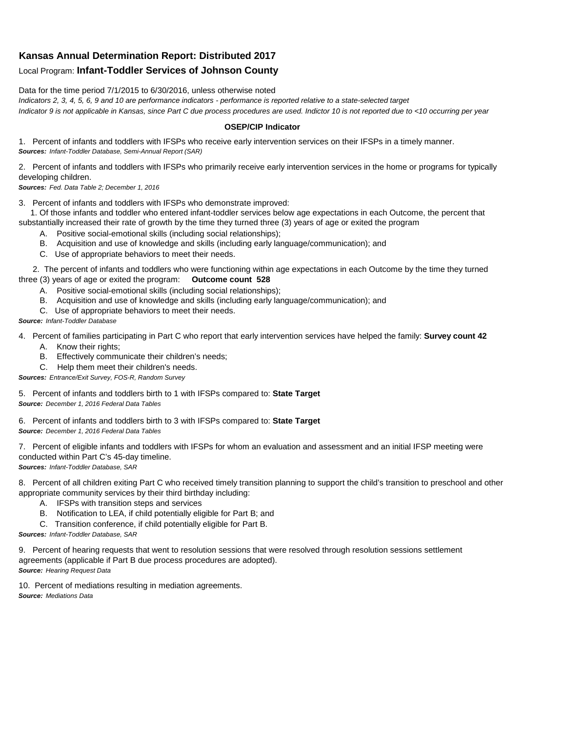## Kansas Annual Determination Report: Distributed 2017

Local Program: **Infant-Toddler Services of Johnson County**

Data for the time period 7/1/2015 to 6/30/2016, unless otherwise noted

*Indicators 2, 3, 4, 5, 6, 9 and 10 are performance indicators - performance is reported relative to a state-selected target*

*Indicator 9 is not applicable in Kansas, since Part C due process procedures are used. Indictor 10 is not reported due to <10 occurring per year*

**OSEP/CIP Indicator**

1. Percent of infants and toddlers with IFSPs who receive early intervention services on their IFSPs in a timely manner.
***Sources:*** *Infant-Toddler Database, Semi-Annual Report (SAR)*

2. Percent of infants and toddlers with IFSPs who primarily receive early intervention services in the home or programs for typically developing children.
***Sources:*** *Fed. Data Table 2; December 1, 2016*

3. Percent of infants and toddlers with IFSPs who demonstrate improved:

   1. Of those infants and toddler who entered infant-toddler services below age expectations in each Outcome, the percent that substantially increased their rate of growth by the time they turned three (3) years of age or exited the program
      - A. Positive social-emotional skills (including social relationships);
      - B. Acquisition and use of knowledge and skills (including early language/communication); and
      - C. Use of appropriate behaviors to meet their needs.

   2. The percent of infants and toddlers who were functioning within age expectations in each Outcome by the time they turned three (3) years of age or exited the program: **Outcome count 528**
      - A. Positive social-emotional skills (including social relationships);
      - B. Acquisition and use of knowledge and skills (including early language/communication); and
      - C. Use of appropriate behaviors to meet their needs.

***Source:*** *Infant-Toddler Database*

4. Percent of families participating in Part C who report that early intervention services have helped the family: **Survey count 42**
   - A. Know their rights;
   - B. Effectively communicate their children's needs;
   - C. Help them meet their children's needs.

***Sources:*** *Entrance/Exit Survey, FOS-R, Random Survey*

5. Percent of infants and toddlers birth to 1 with IFSPs compared to: **State Target**
***Source:*** *December 1, 2016 Federal Data Tables*

6. Percent of infants and toddlers birth to 3 with IFSPs compared to: **State Target**
***Source:*** *December 1, 2016 Federal Data Tables*

7. Percent of eligible infants and toddlers with IFSPs for whom an evaluation and assessment and an initial IFSP meeting were conducted within Part C's 45-day timeline.
***Sources:*** *Infant-Toddler Database, SAR*

8. Percent of all children exiting Part C who received timely transition planning to support the child's transition to preschool and other appropriate community services by their third birthday including:
   - A. IFSPs with transition steps and services
   - B. Notification to LEA, if child potentially eligible for Part B; and
   - C. Transition conference, if child potentially eligible for Part B.

***Sources:*** *Infant-Toddler Database, SAR*

9. Percent of hearing requests that went to resolution sessions that were resolved through resolution sessions settlement agreements (applicable if Part B due process procedures are adopted).
***Source:*** *Hearing Request Data*

10. Percent of mediations resulting in mediation agreements.
***Source:*** *Mediations Data*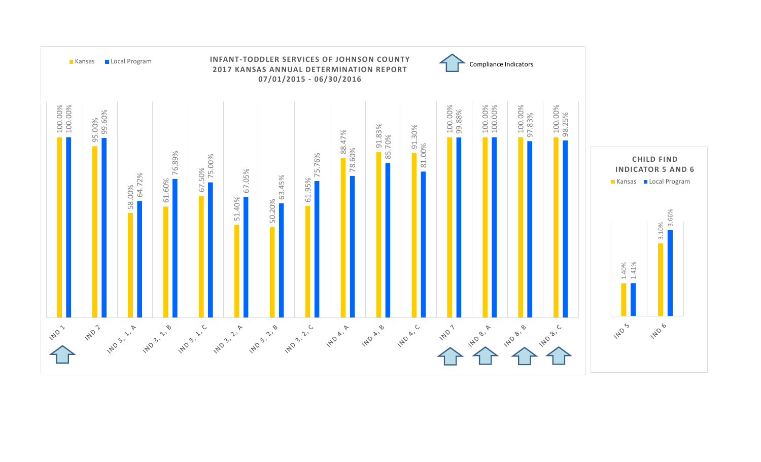Kansas  Local Program

**INFANT-TODDLER SERVICES OF JOHNSON COUNTY**
**2017 KANSAS ANNUAL DETERMINATION REPORT**
**07/01/2015 - 06/30/2016**

Compliance Indicators

IND 1: 100.00% 100.00%
IND 2: 95.00% 99.60%
IND 3, 1, A: 58.00% 64.72%
IND 3, 1, B: 61.60% 76.89%
IND 3, 1, C: 67.50% 75.00%
IND 3, 2, A: 51.40% 67.05%
IND 3, 2, B: 50.20% 63.45%
IND 3, 2, C: 61.95% 75.76%
IND 4, A: 88.47% 78.60%
IND 4, B: 91.83% 85.70%
IND 4, C: 91.30% 81.00%
IND 7: 100.00% 99.88%
IND 8, A: 100.00% 100.00%
IND 8, B: 100.00% 97.83%
IND 8, C: 100.00% 98.25%

**CHILD FIND INDICATOR 5 AND 6**

Kansas  Local Program

IND 5: 1.40% 1.41%
IND 6: 3.10% 3.66%